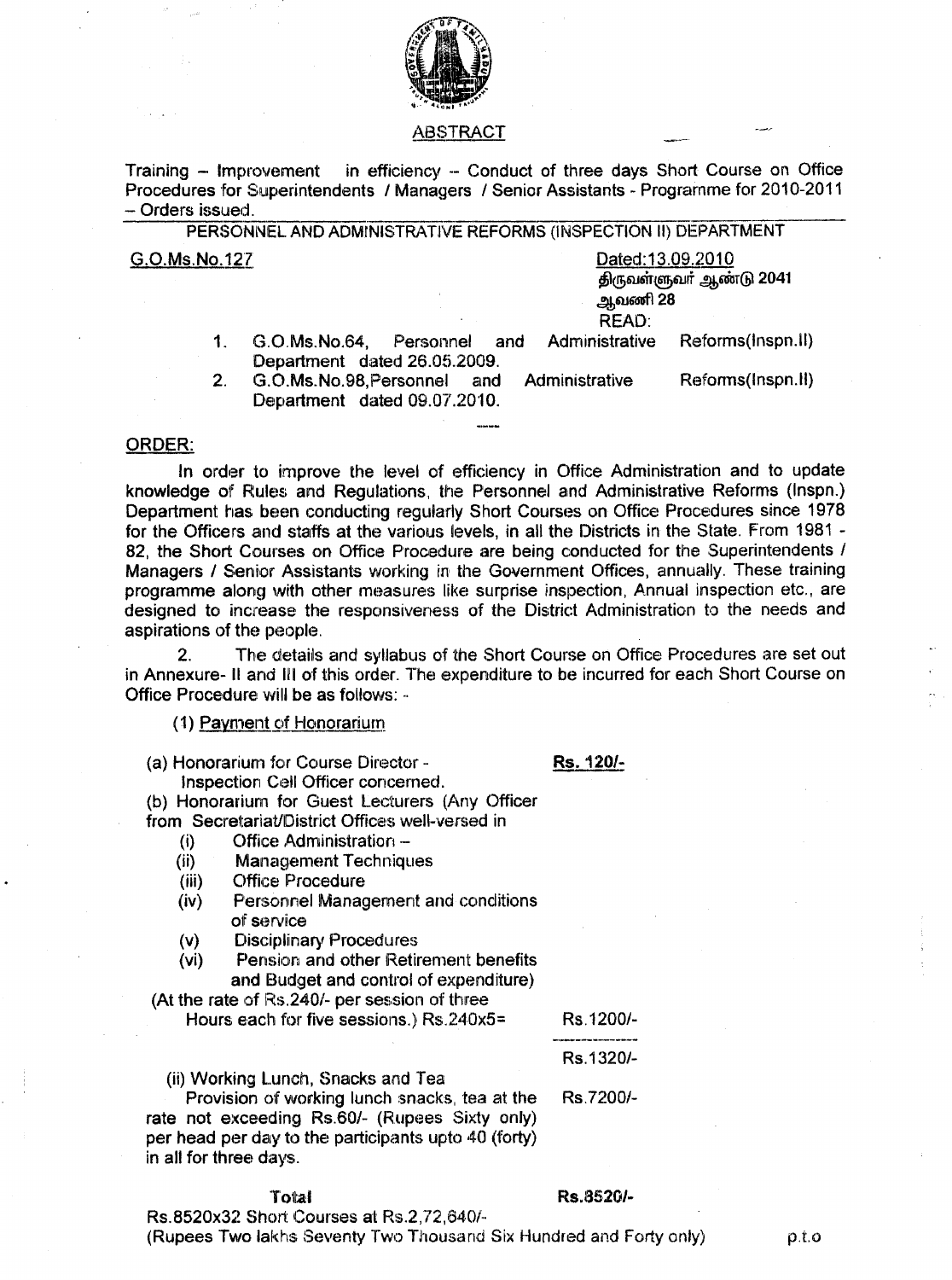## ABSTRACT

Training – Improvement in efficiency – Conduct of three days Short Course on Office Procedures for Superintendents / Managers / Senior Assistants - Programme for 2010-2011 – Orders issued.

---

### PERSONNEL AND ADMINISTRATIVE REFORMS (INSPECTION II) DEPARTMENT

G.O.Ms.No.127

Dated:13.09.2010
திருவள்ளுவர் ஆண்டு 2041
ஆவணி 28

READ:

1. G.O.Ms.No.64, Personnel and Administrative Reforms(Inspn.II) Department dated 26.05.2009.
2. G.O.Ms.No.98,Personnel and Administrative Reforms(Inspn.II) Department dated 09.07.2010.

---

**ORDER:**

In order to improve the level of efficiency in Office Administration and to update knowledge of Rules and Regulations, the Personnel and Administrative Reforms (Inspn.) Department has been conducting regularly Short Courses on Office Procedures since 1978 for the Officers and staffs at the various levels, in all the Districts in the State. From 1981 - 82, the Short Courses on Office Procedure are being conducted for the Superintendents / Managers / Senior Assistants working in the Government Offices, annually. These training programme along with other measures like surprise inspection, Annual inspection etc., are designed to increase the responsiveness of the District Administration to the needs and aspirations of the people.

2. The details and syllabus of the Short Course on Office Procedures are set out in Annexure- II and III of this order. The expenditure to be incurred for each Short Course on Office Procedure will be as follows: -

(1) Payment of Honorarium

(a) Honorarium for Course Director - Inspection Cell Officer concerned. **Rs. 120/-**

(b) Honorarium for Guest Lecturers (Any Officer from Secretariat/District Offices well-versed in

- (i) Office Administration –
- (ii) Management Techniques
- (iii) Office Procedure
- (iv) Personnel Management and conditions of service
- (v) Disciplinary Procedures
- (vi) Pension and other Retirement benefits and Budget and control of expenditure)

(At the rate of Rs.240/- per session of three Hours each for five sessions.) Rs.240x5= Rs.1200/-

Rs.1320/-

(ii) Working Lunch, Snacks and Tea

Provision of working lunch snacks, tea at the rate not exceeding Rs.60/- (Rupees Sixty only) per head per day to the participants upto 40 (forty) in all for three days. Rs.7200/-

**Total** **Rs.8520/-**

Rs.8520x32 Short Courses at Rs.2,72,640/-
(Rupees Two lakhs Seventy Two Thousand Six Hundred and Forty only)

p.t.o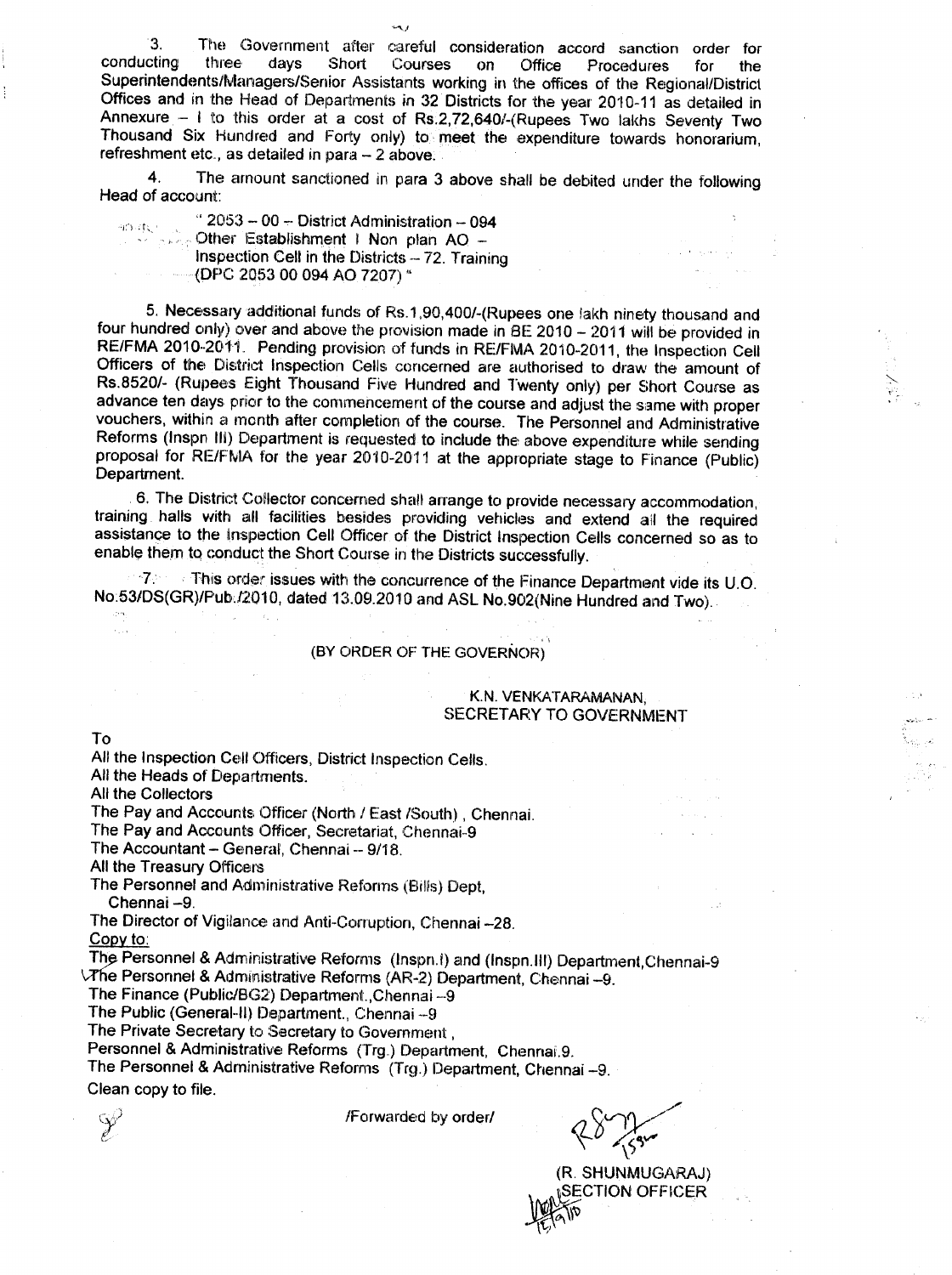3. The Government after careful consideration accord sanction order for conducting three days Short Courses on Office Procedures for the Superintendents/Managers/Senior Assistants working in the offices of the Regional/District Offices and in the Head of Departments in 32 Districts for the year 2010-11 as detailed in Annexure – I to this order at a cost of Rs.2,72,640/-(Rupees Two lakhs Seventy Two Thousand Six Hundred and Forty only) to meet the expenditure towards honorarium, refreshment etc., as detailed in para – 2 above.

4. The amount sanctioned in para 3 above shall be debited under the following Head of account:

" 2053 – 00 – District Administration – 094
Other Establishment I Non plan AO –
Inspection Cell in the Districts – 72. Training
(DPC 2053 00 094 AO 7207) "

5. Necessary additional funds of Rs.1,90,400/-(Rupees one lakh ninety thousand and four hundred only) over and above the provision made in BE 2010 – 2011 will be provided in RE/FMA 2010-2011. Pending provision of funds in RE/FMA 2010-2011, the Inspection Cell Officers of the District Inspection Cells concerned are authorised to draw the amount of Rs.8520/- (Rupees Eight Thousand Five Hundred and Twenty only) per Short Course as advance ten days prior to the commencement of the course and adjust the same with proper vouchers, within a month after completion of the course. The Personnel and Administrative Reforms (Inspn III) Department is requested to include the above expenditure while sending proposal for RE/FMA for the year 2010-2011 at the appropriate stage to Finance (Public) Department.

6. The District Collector concerned shall arrange to provide necessary accommodation, training halls with all facilities besides providing vehicles and extend all the required assistance to the Inspection Cell Officer of the District Inspection Cells concerned so as to enable them to conduct the Short Course in the Districts successfully.

7. This order issues with the concurrence of the Finance Department vide its U.O. No.53/DS(GR)/Pub./2010, dated 13.09.2010 and ASL No.902(Nine Hundred and Two).

(BY ORDER OF THE GOVERNOR)

K.N. VENKATARAMANAN,
SECRETARY TO GOVERNMENT

To

All the Inspection Cell Officers, District Inspection Cells.
All the Heads of Departments.
All the Collectors
The Pay and Accounts Officer (North / East /South) , Chennai.
The Pay and Accounts Officer, Secretariat, Chennai-9
The Accountant – General, Chennai – 9/18.
All the Treasury Officers
The Personnel and Administrative Reforms (Bills) Dept, Chennai –9.
The Director of Vigilance and Anti-Corruption, Chennai –28.

Copy to:

The Personnel & Administrative Reforms (Inspn.I) and (Inspn.III) Department,Chennai-9
The Personnel & Administrative Reforms (AR-2) Department, Chennai –9.
The Finance (Public/BG2) Department.,Chennai –9
The Public (General-II) Department., Chennai –9
The Private Secretary to Secretary to Government ,
Personnel & Administrative Reforms (Trg.) Department, Chennai.9.
The Personnel & Administrative Reforms (Trg.) Department, Chennai –9.
Clean copy to file.

/Forwarded by order/

(R. SHUNMUGARAJ)
SECTION OFFICER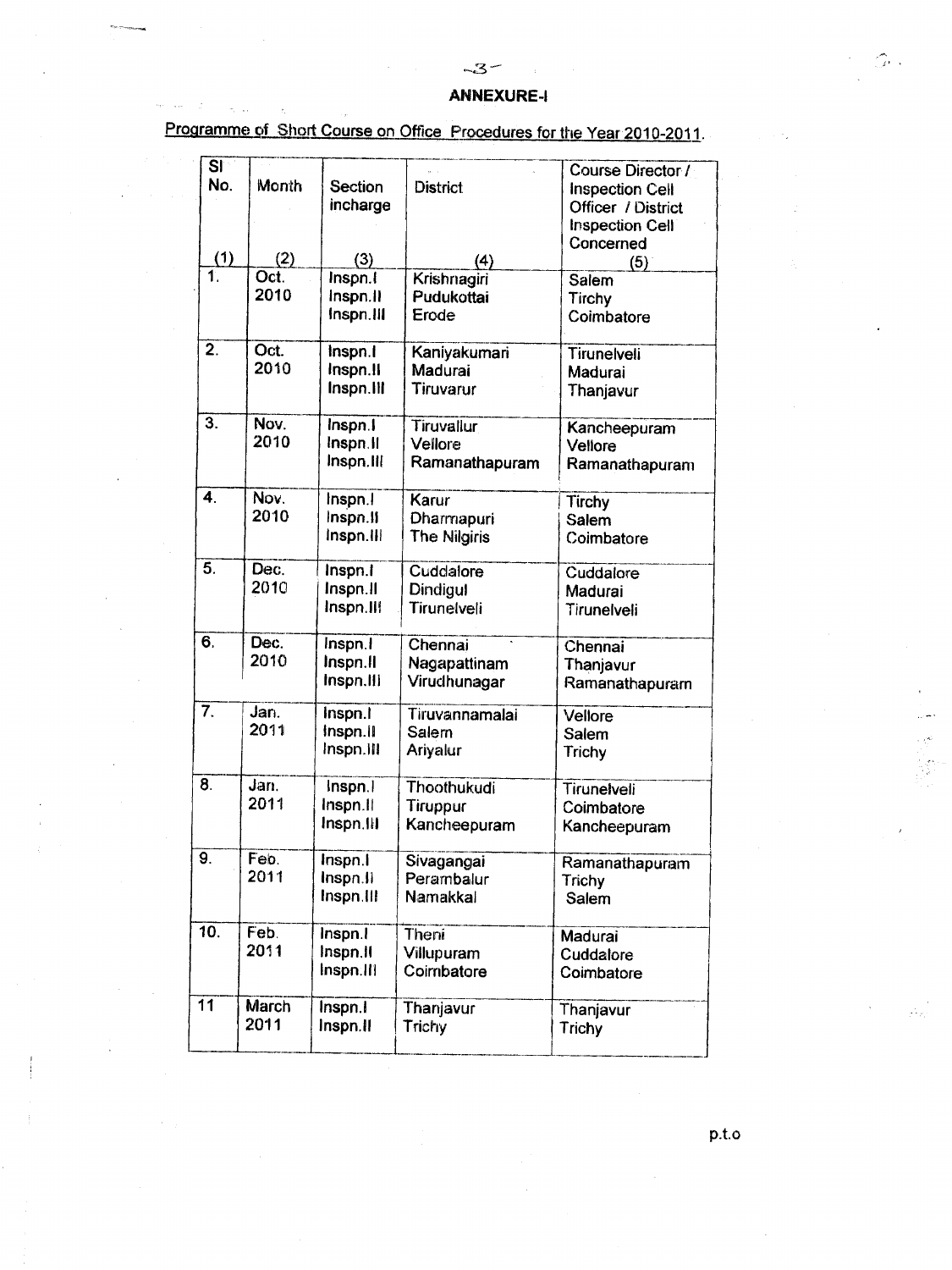## ANNEXURE-I

Programme of Short Course on Office Procedures for the Year 2010-2011.

| Sl No. (1) | Month (2) | Section incharge (3) | District (4) | Course Director / Inspection Cell Officer / District Inspection Cell Concerned (5) |
|---|---|---|---|---|
| 1. | Oct. 2010 | Inspn.I<br>Inspn.II<br>Inspn.III | Krishnagiri<br>Pudukottai<br>Erode | Salem<br>Tirchy<br>Coimbatore |
| 2. | Oct. 2010 | Inspn.I<br>Inspn.II<br>Inspn.III | Kaniyakumari<br>Madurai<br>Tiruvarur | Tirunelveli<br>Madurai<br>Thanjavur |
| 3. | Nov. 2010 | Inspn.I<br>Inspn.II<br>Inspn.III | Tiruvallur<br>Vellore<br>Ramanathapuram | Kancheepuram<br>Vellore<br>Ramanathapuram |
| 4. | Nov. 2010 | Inspn.I<br>Inspn.II<br>Inspn.III | Karur<br>Dharmapuri<br>The Nilgiris | Tirchy<br>Salem<br>Coimbatore |
| 5. | Dec. 2010 | Inspn.I<br>Inspn.II<br>Inspn.III | Cuddalore<br>Dindigul<br>Tirunelveli | Cuddalore<br>Madurai<br>Tirunelveli |
| 6. | Dec. 2010 | Inspn.I<br>Inspn.II<br>Inspn.III | Chennai<br>Nagapattinam<br>Virudhunagar | Chennai<br>Thanjavur<br>Ramanathapuram |
| 7. | Jan. 2011 | Inspn.I<br>Inspn.II<br>Inspn.III | Tiruvannamalai<br>Salem<br>Ariyalur | Vellore<br>Salem<br>Trichy |
| 8. | Jan. 2011 | Inspn.I<br>Inspn.II<br>Inspn.III | Thoothukudi<br>Tiruppur<br>Kancheepuram | Tirunelveli<br>Coimbatore<br>Kancheepuram |
| 9. | Feb. 2011 | Inspn.I<br>Inspn.II<br>Inspn.III | Sivagangai<br>Perambalur<br>Namakkal | Ramanathapuram<br>Trichy<br>Salem |
| 10. | Feb. 2011 | Inspn.I<br>Inspn.II<br>Inspn.III | Theni<br>Villupuram<br>Coimbatore | Madurai<br>Cuddalore<br>Coimbatore |
| 11 | March 2011 | Inspn.I<br>Inspn.II | Thanjavur<br>Trichy | Thanjavur<br>Trichy |

p.t.o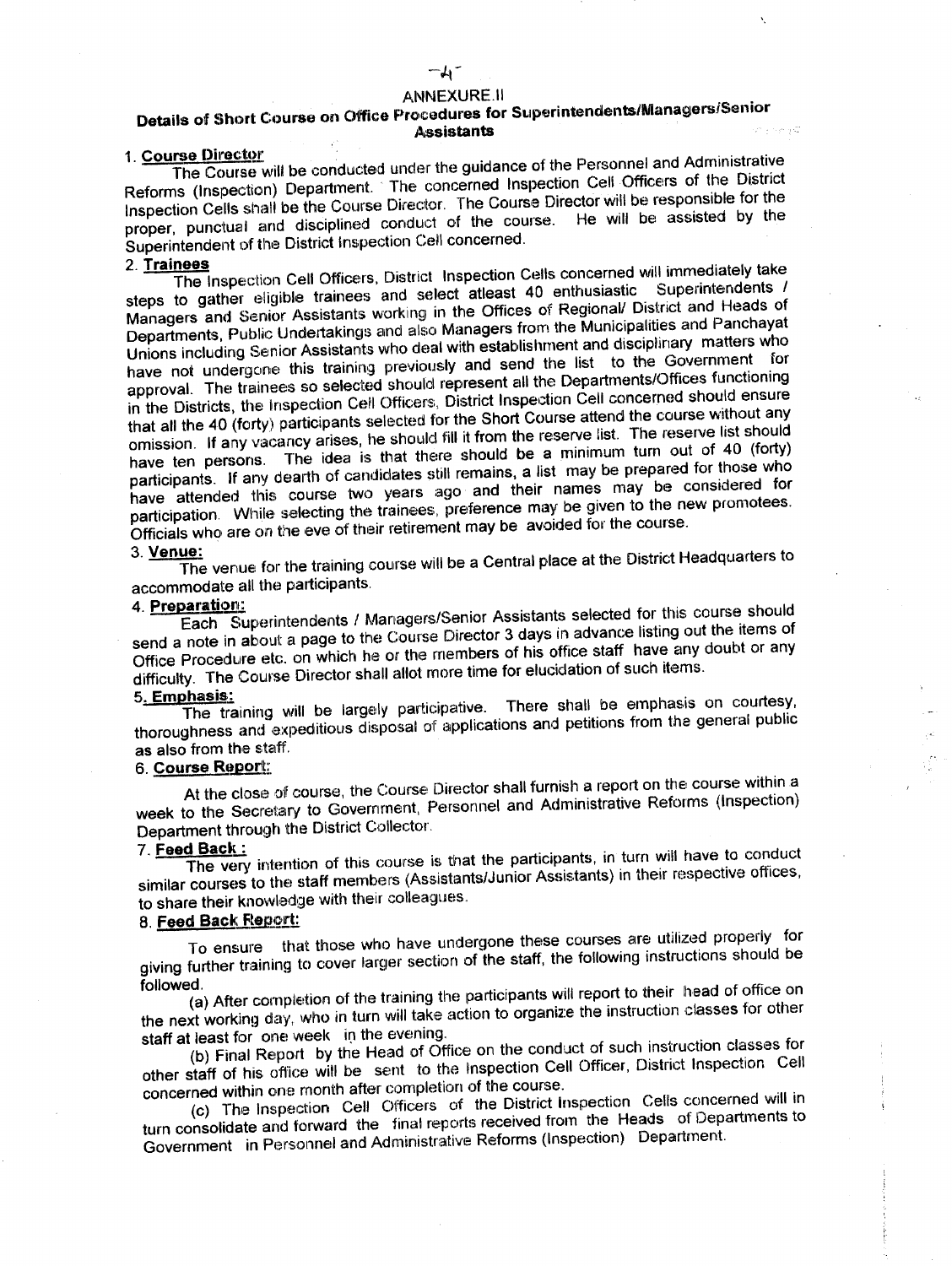## ANNEXURE.II

## Details of Short Course on Office Procedures for Superintendents/Managers/Senior Assistants

1. **Course Director**

The Course will be conducted under the guidance of the Personnel and Administrative Reforms (Inspection) Department. The concerned Inspection Cell Officers of the District Inspection Cells shall be the Course Director. The Course Director will be responsible for the proper, punctual and disciplined conduct of the course. He will be assisted by the Superintendent of the District Inspection Cell concerned.

2. **Trainees**

The Inspection Cell Officers, District Inspection Cells concerned will immediately take steps to gather eligible trainees and select atleast 40 enthusiastic Superintendents / Managers and Senior Assistants working in the Offices of Regional/ District and Heads of Departments, Public Undertakings and also Managers from the Municipalities and Panchayat Unions including Senior Assistants who deal with establishment and disciplinary matters who have not undergone this training previously and send the list to the Government for approval. The trainees so selected should represent all the Departments/Offices functioning in the Districts, the Inspection Cell Officers, District Inspection Cell concerned should ensure that all the 40 (forty) participants selected for the Short Course attend the course without any omission. If any vacancy arises, he should fill it from the reserve list. The reserve list should have ten persons. The idea is that there should be a minimum turn out of 40 (forty) participants. If any dearth of candidates still remains, a list may be prepared for those who have attended this course two years ago and their names may be considered for participation. While selecting the trainees, preference may be given to the new promotees. Officials who are on the eve of their retirement may be avoided for the course.

3. **Venue:**

The venue for the training course will be a Central place at the District Headquarters to accommodate all the participants.

4. **Preparation:**

Each Superintendents / Managers/Senior Assistants selected for this course should send a note in about a page to the Course Director 3 days in advance listing out the items of Office Procedure etc. on which he or the members of his office staff have any doubt or any difficulty. The Course Director shall allot more time for elucidation of such items.

5. **Emphasis:**

The training will be largely participative. There shall be emphasis on courtesy, thoroughness and expeditious disposal of applications and petitions from the general public as also from the staff.

6. **Course Report:**

At the close of course, the Course Director shall furnish a report on the course within a week to the Secretary to Government, Personnel and Administrative Reforms (Inspection) Department through the District Collector.

7. **Feed Back :**

The very intention of this course is that the participants, in turn will have to conduct similar courses to the staff members (Assistants/Junior Assistants) in their respective offices, to share their knowledge with their colleagues.

8. **Feed Back Report:**

To ensure that those who have undergone these courses are utilized properly for giving further training to cover larger section of the staff, the following instructions should be followed.

(a) After completion of the training the participants will report to their head of office on the next working day, who in turn will take action to organize the instruction classes for other staff at least for one week in the evening.

(b) Final Report by the Head of Office on the conduct of such instruction classes for other staff of his office will be sent to the Inspection Cell Officer, District Inspection Cell concerned within one month after completion of the course.

(c) The Inspection Cell Officers of the District Inspection Cells concerned will in turn consolidate and forward the final reports received from the Heads of Departments to Government in Personnel and Administrative Reforms (Inspection) Department.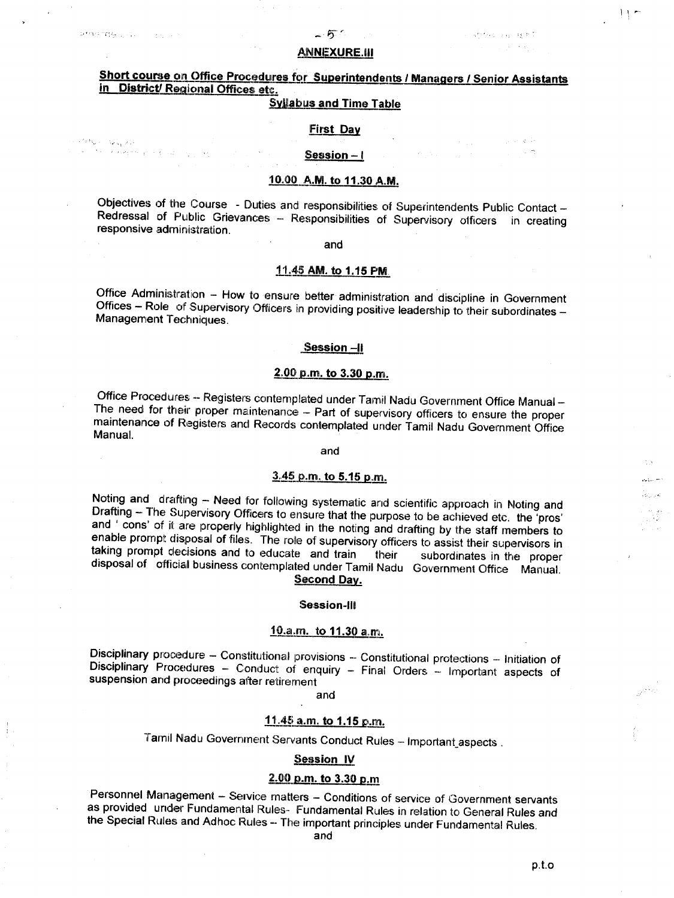## ANNEXURE.III

### Short course on Office Procedures for Superintendents / Managers / Senior Assistants in District/ Regional Offices etc.

**Syllabus and Time Table**

**First Day**

**Session – I**

**10.00 A.M. to 11.30 A.M.**

Objectives of the Course - Duties and responsibilities of Superintendents Public Contact – Redressal of Public Grievances – Responsibilities of Supervisory officers in creating responsive administration.

and

**11.45 AM. to 1.15 PM**

Office Administration – How to ensure better administration and discipline in Government Offices – Role of Supervisory Officers in providing positive leadership to their subordinates – Management Techniques.

**Session –II**

**2.00 p.m. to 3.30 p.m.**

Office Procedures – Registers contemplated under Tamil Nadu Government Office Manual – The need for their proper maintenance – Part of supervisory officers to ensure the proper maintenance of Registers and Records contemplated under Tamil Nadu Government Office Manual.

and

**3.45 p.m. to 5.15 p.m.**

Noting and drafting – Need for following systematic and scientific approach in Noting and Drafting – The Supervisory Officers to ensure that the purpose to be achieved etc. the 'pros' and ' cons' of it are properly highlighted in the noting and drafting by the staff members to enable prompt disposal of files. The role of supervisory officers to assist their supervisors in taking prompt decisions and to educate and train their subordinates in the proper disposal of official business contemplated under Tamil Nadu Government Office Manual.

**Second Day.**

**Session-III**

**10.a.m. to 11.30 a.m.**

Disciplinary procedure – Constitutional provisions – Constitutional protections – Initiation of Disciplinary Procedures – Conduct of enquiry – Final Orders – Important aspects of suspension and proceedings after retirement

and

**11.45 a.m. to 1.15 p.m.**

Tamil Nadu Government Servants Conduct Rules – Important aspects .

**Session IV**

**2.00 p.m. to 3.30 p.m**

Personnel Management – Service matters – Conditions of service of Government servants as provided under Fundamental Rules- Fundamental Rules in relation to General Rules and the Special Rules and Adhoc Rules – The important principles under Fundamental Rules.

and

p.t.o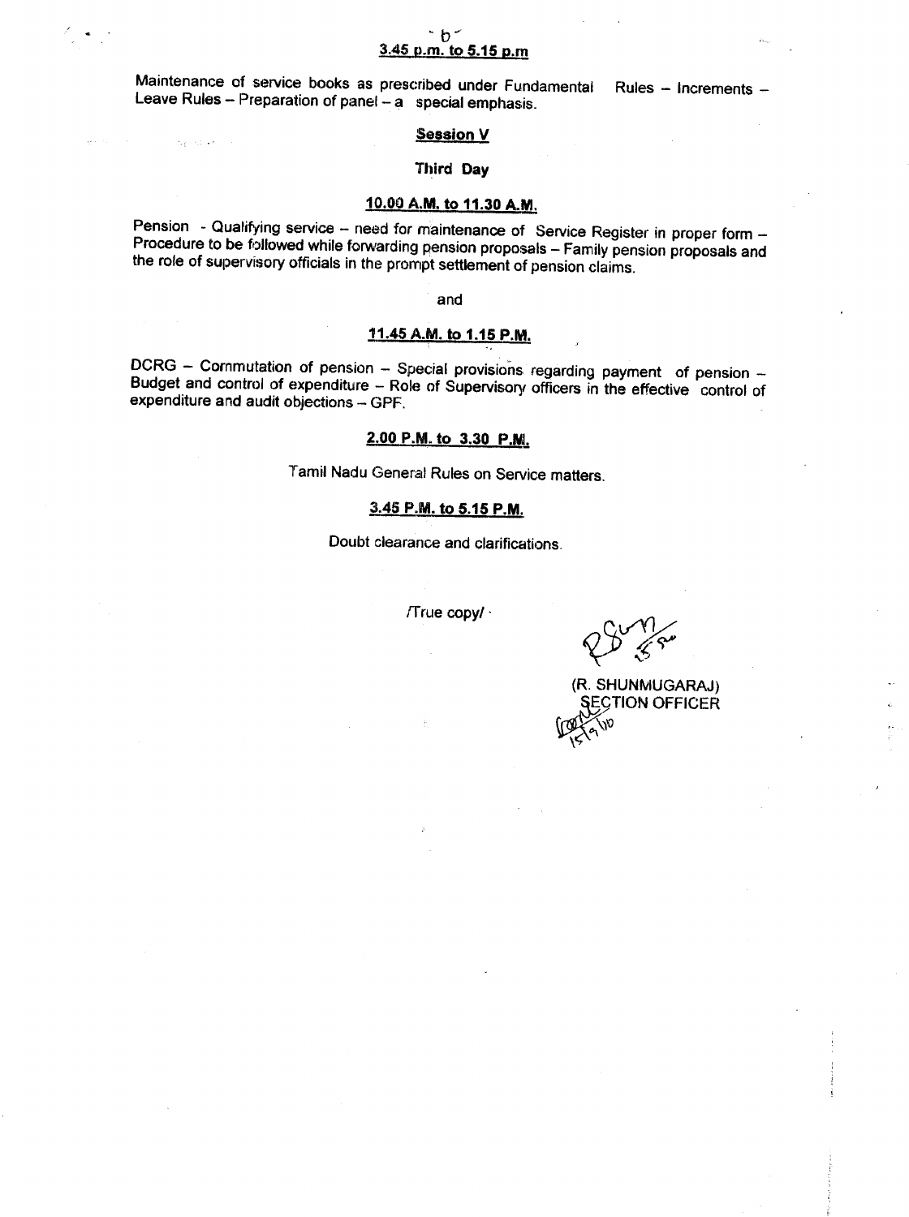**3.45 p.m. to 5.15 p.m**

Maintenance of service books as prescribed under Fundamental Rules – Increments – Leave Rules – Preparation of panel – a special emphasis.

**Session V**

**Third Day**

**10.00 A.M. to 11.30 A.M.**

Pension - Qualifying service – need for maintenance of Service Register in proper form – Procedure to be followed while forwarding pension proposals – Family pension proposals and the role of supervisory officials in the prompt settlement of pension claims.

and

**11.45 A.M. to 1.15 P.M.**

DCRG – Commutation of pension – Special provisions regarding payment of pension – Budget and control of expenditure – Role of Supervisory officers in the effective control of expenditure and audit objections – GPF.

**2.00 P.M. to 3.30 P.M.**

Tamil Nadu General Rules on Service matters.

**3.45 P.M. to 5.15 P.M.**

Doubt clearance and clarifications.

/True copy/

(R. SHUNMUGARAJ)
SECTION OFFICER